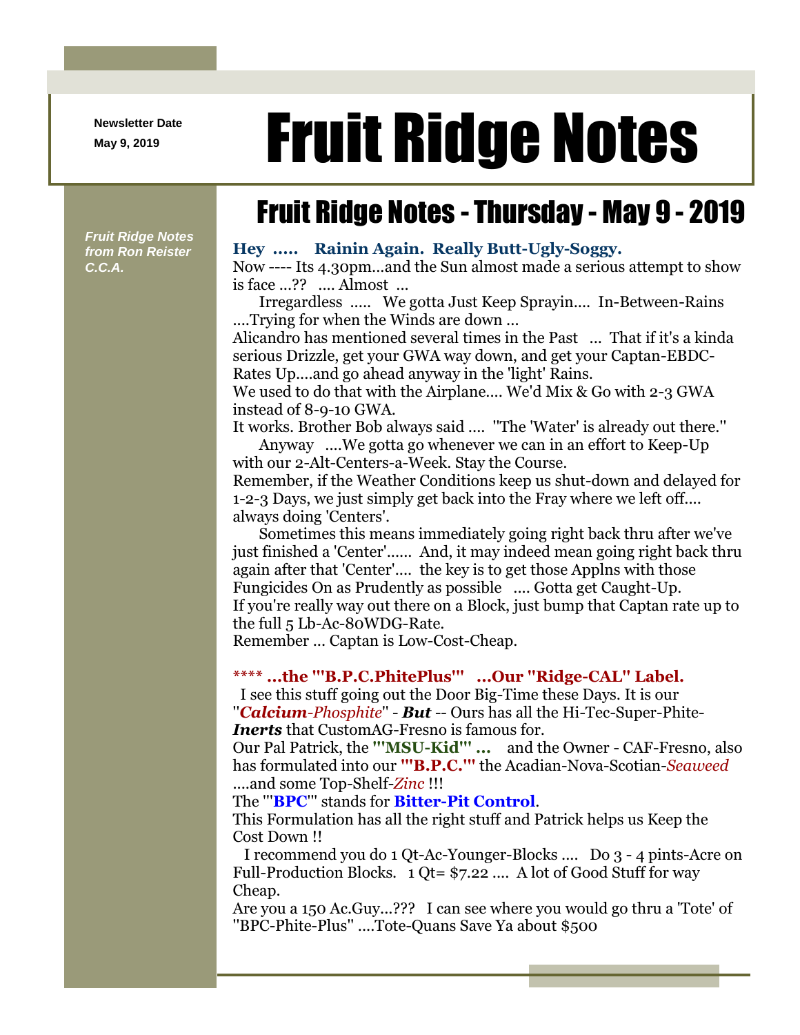Newsletter Date

May 9, 2019

# Fruit Ridge Notes

*Fruit Ridge Notes from Ron Reister C.C.A.*

## Fruit Ridge Notes - Thursday - May 9 - 2019

**Hey ..... Rainin Again. Really Butt-Ugly-Soggy.**

Now ---- Its 4.30pm...and the Sun almost made a serious attempt to show is face ...?? .... Almost ...

Irregardless ..... We gotta Just Keep Sprayin.... In-Between-Rains ....Trying for when the Winds are down ...

Alicandro has mentioned several times in the Past ... That if it's a kinda serious Drizzle, get your GWA way down, and get your Captan-EBDC-Rates Up....and go ahead anyway in the 'light' Rains.

We used to do that with the Airplane.... We'd Mix & Go with 2-3 GWA instead of 8-9-10 GWA.

It works. Brother Bob always said .... "The 'Water' is already out there."

Anyway ....We gotta go whenever we can in an effort to Keep-Up with our 2-Alt-Centers-a-Week. Stay the Course.

Remember, if the Weather Conditions keep us shut-down and delayed for 1-2-3 Days, we just simply get back into the Fray where we left off.... always doing 'Centers'.

Sometimes this means immediately going right back thru after we've just finished a 'Center'...... And, it may indeed mean going right back thru again after that 'Center'.... the key is to get those Applns with those Fungicides On as Prudently as possible .... Gotta get Caught-Up.

If you're really way out there on a Block, just bump that Captan rate up to the full 5 Lb-Ac-80WDG-Rate.

Remember ... Captan is Low-Cost-Cheap.

**\*\*\*\* ...the "'B.P.C.PhitePlus'" ...Our "Ridge-CAL" Label.**

I see this stuff going out the Door Big-Time these Days. It is our "***Calcium****-Phosphite*" - ***But*** -- Ours has all the Hi-Tec-Super-Phite-***Inerts*** that CustomAG-Fresno is famous for.

Our Pal Patrick, the **"'MSU-Kid'" ...** and the Owner - CAF-Fresno, also has formulated into our **"'B.P.C.'"** the Acadian-Nova-Scotian-*Seaweed* ....and some Top-Shelf-*Zinc* !!!

The "'**BPC**'" stands for **Bitter-Pit Control**.

This Formulation has all the right stuff and Patrick helps us Keep the Cost Down !!

I recommend you do 1 Qt-Ac-Younger-Blocks .... Do 3 - 4 pints-Acre on Full-Production Blocks. 1 Qt= $7.22 .... A lot of Good Stuff for way Cheap.

Are you a 150 Ac.Guy...??? I can see where you would go thru a 'Tote' of "BPC-Phite-Plus" ....Tote-Quans Save Ya about $500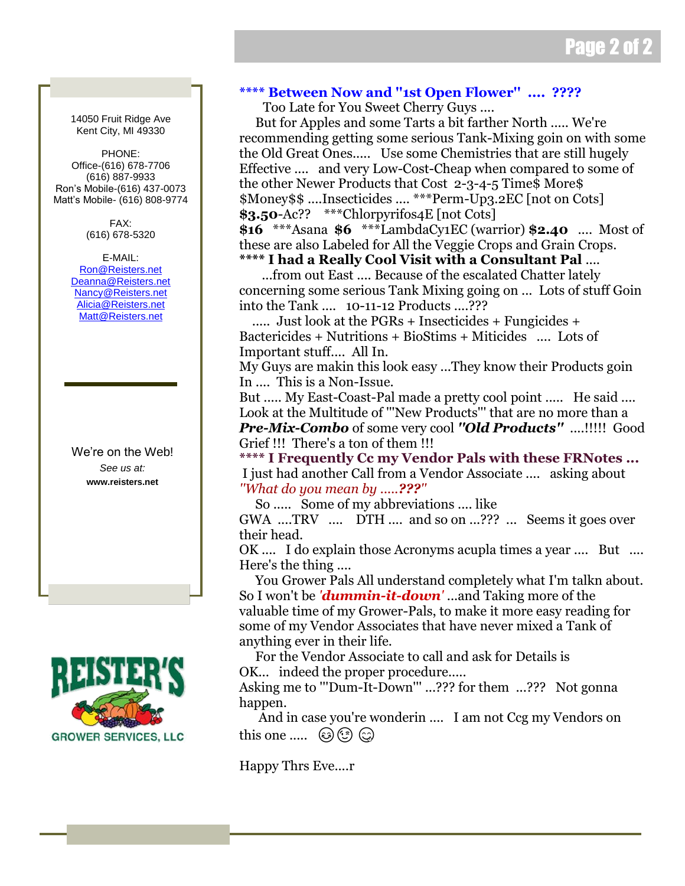14050 Fruit Ridge Ave
Kent City, MI 49330

PHONE:
Office-(616) 678-7706
(616) 887-9933
Ron's Mobile-(616) 437-0073
Matt's Mobile- (616) 808-9774

FAX:
(616) 678-5320

E-MAIL:
Ron@Reisters.net
Deanna@Reisters.net
Nancy@Reisters.net
Alicia@Reisters.net
Matt@Reisters.net

We're on the Web!
*See us at:*
**www.reisters.net**

REISTER'S GROWER SERVICES, LLC

**\*\*\*\* Between Now and "1st Open Flower" .... ????**

Too Late for You Sweet Cherry Guys ....

But for Apples and some Tarts a bit farther North ..... We're recommending getting some serious Tank-Mixing goin on with some the Old Great Ones..... Use some Chemistries that are still hugely Effective .... and very Low-Cost-Cheap when compared to some of the other Newer Products that Cost 2-3-4-5 Time$ More$ $Money$$ ....Insecticides .... ***Perm-Up3.2EC [not on Cots] **$3.50**-Ac?? ***Chlorpyrifos4E [not Cots] **$16** ***Asana **$6** ***LambdaCy1EC (warrior) **$2.40** .... Most of these are also Labeled for All the Veggie Crops and Grain Crops.

**\*\*\*\* I had a Really Cool Visit with a Consultant Pal** ....

...from out East .... Because of the escalated Chatter lately concerning some serious Tank Mixing going on ... Lots of stuff Goin into the Tank .... 10-11-12 Products ....???

..... Just look at the PGRs + Insecticides + Fungicides + Bactericides + Nutritions + BioStims + Miticides .... Lots of Important stuff.... All In.

My Guys are makin this look easy ...They know their Products goin In .... This is a Non-Issue.

But ..... My East-Coast-Pal made a pretty cool point ..... He said .... Look at the Multitude of '"New Products"' that are no more than a ***Pre-Mix-Combo*** of some very cool ***"Old Products"*** ....!!!!! Good Grief !!! There's a ton of them !!!

**\*\*\*\* I Frequently Cc my Vendor Pals with these FRNotes ...**

I just had another Call from a Vendor Associate .... asking about *"What do you mean by .....???"*

So ..... Some of my abbreviations .... like GWA ....TRV .... DTH .... and so on ...??? ... Seems it goes over their head.

OK .... I do explain those Acronyms acupla times a year .... But .... Here's the thing ....

You Grower Pals All understand completely what I'm talkn about. So I won't be ***'dummin-it-down'*** ...and Taking more of the valuable time of my Grower-Pals, to make it more easy reading for some of my Vendor Associates that have never mixed a Tank of anything ever in their life.

For the Vendor Associate to call and ask for Details is OK... indeed the proper procedure.....

Asking me to '"Dum-It-Down"' ...??? for them ...??? Not gonna happen.

And in case you're wonderin .... I am not Ccg my Vendors on this one ..... 😆😉😋

Happy Thrs Eve....r